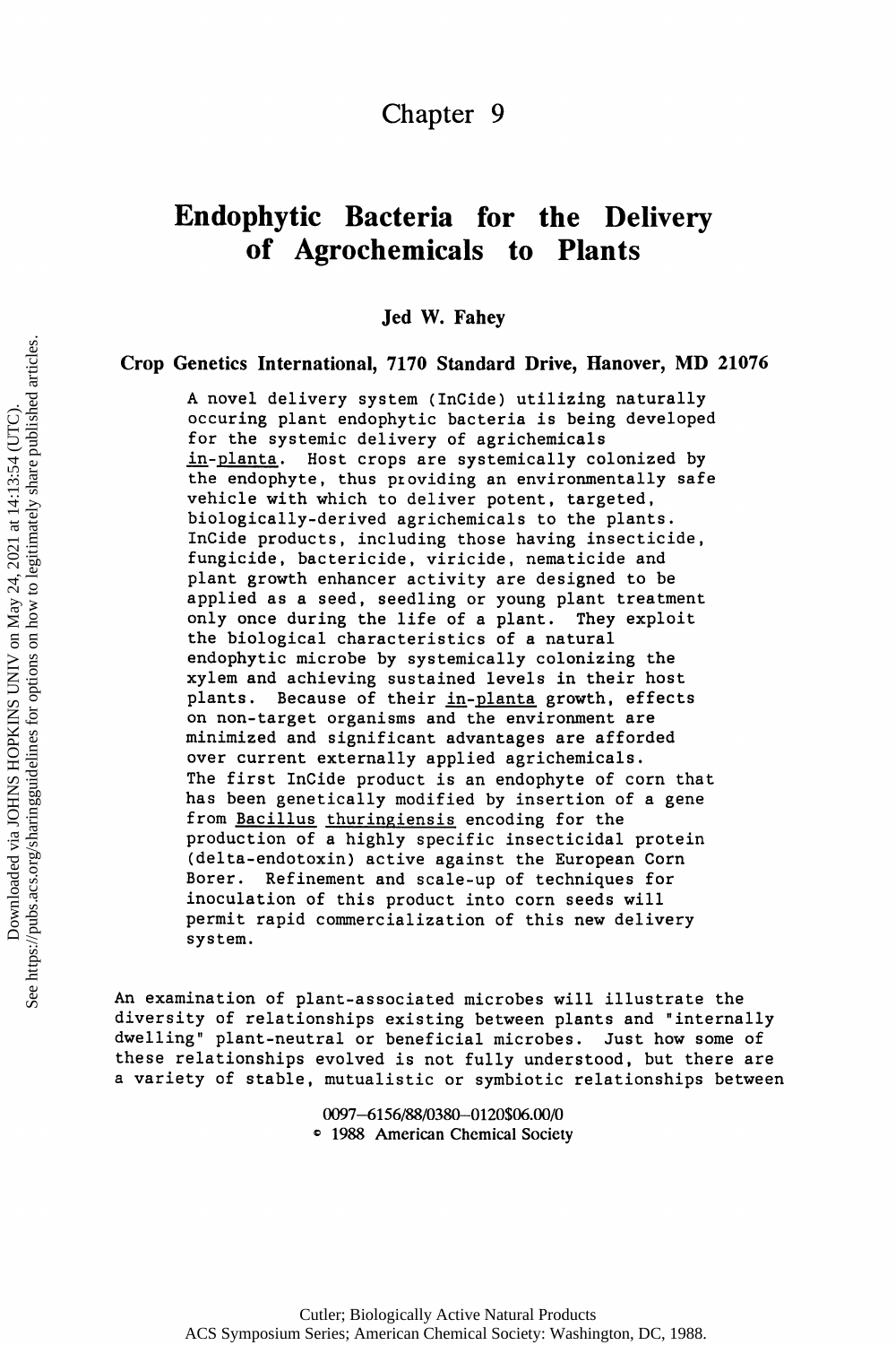# Chapter 9

# Endophytic Bacteria for the Delivery of Agrochemicals to Plants

**Jed W. Fahey**

**Crop Genetics International, 7170 Standard Drive, Hanover, MD 21076**

A novel delivery system (InCide) utilizing naturally occuring plant endophytic bacteria is being developed for the systemic delivery of agrichemicals _in-planta_. Host crops are systemically colonized by the endophyte, thus providing an environmentally safe vehicle with which to deliver potent, targeted, biologically-derived agrichemicals to the plants. InCide products, including those having insecticide, fungicide, bactericide, viricide, nematicide and plant growth enhancer activity are designed to be applied as a seed, seedling or young plant treatment only once during the life of a plant. They exploit the biological characteristics of a natural endophytic microbe by systemically colonizing the xylem and achieving sustained levels in their host plants. Because of their _in-planta_ growth, effects on non-target organisms and the environment are minimized and significant advantages are afforded over current externally applied agrichemicals. The first InCide product is an endophyte of corn that has been genetically modified by insertion of a gene from _Bacillus thuringiensis_ encoding for the production of a highly specific insecticidal protein (delta-endotoxin) active against the European Corn Borer. Refinement and scale-up of techniques for inoculation of this product into corn seeds will permit rapid commercialization of this new delivery system.

An examination of plant-associated microbes will illustrate the diversity of relationships existing between plants and "internally dwelling" plant-neutral or beneficial microbes. Just how some of these relationships evolved is not fully understood, but there are a variety of stable, mutualistic or symbiotic relationships between

0097–6156/88/0380–0120$06.00/0
© 1988 American Chemical Society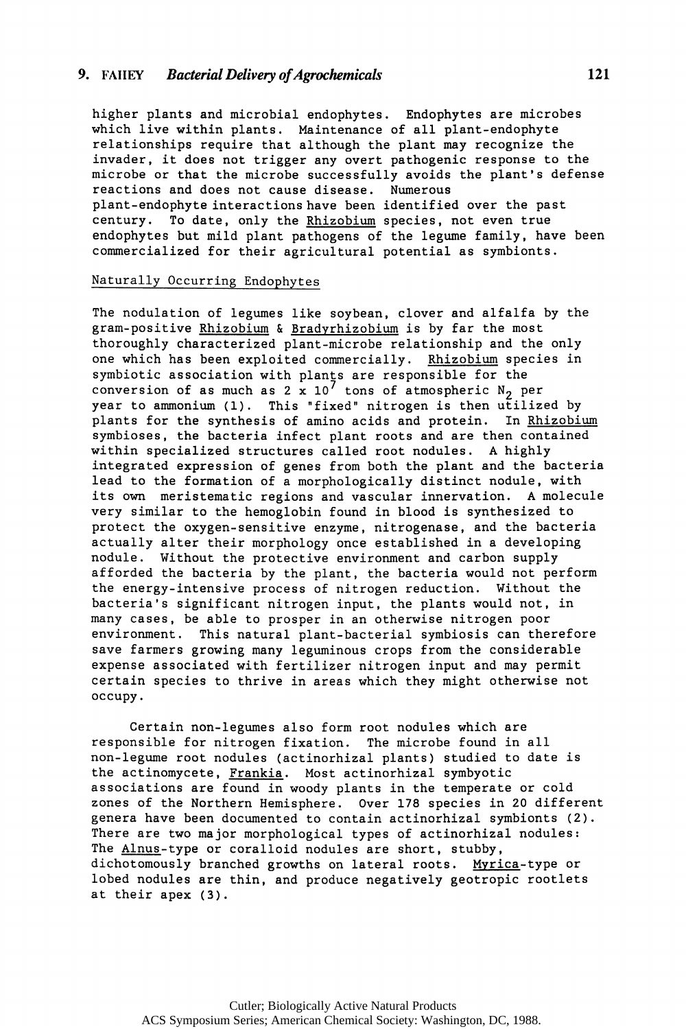higher plants and microbial endophytes. Endophytes are microbes which live within plants. Maintenance of all plant-endophyte relationships require that although the plant may recognize the invader, it does not trigger any overt pathogenic response to the microbe or that the microbe successfully avoids the plant's defense reactions and does not cause disease. Numerous plant-endophyte interactions have been identified over the past century. To date, only the Rhizobium species, not even true endophytes but mild plant pathogens of the legume family, have been commercialized for their agricultural potential as symbionts.

## Naturally Occurring Endophytes

The nodulation of legumes like soybean, clover and alfalfa by the gram-positive Rhizobium & Bradyrhizobium is by far the most thoroughly characterized plant-microbe relationship and the only one which has been exploited commercially. Rhizobium species in symbiotic association with plants are responsible for the conversion of as much as $2 \times 10^7$ tons of atmospheric $N_2$ per year to ammonium (1). This "fixed" nitrogen is then utilized by plants for the synthesis of amino acids and protein. In Rhizobium symbioses, the bacteria infect plant roots and are then contained within specialized structures called root nodules. A highly integrated expression of genes from both the plant and the bacteria lead to the formation of a morphologically distinct nodule, with its own meristematic regions and vascular innervation. A molecule very similar to the hemoglobin found in blood is synthesized to protect the oxygen-sensitive enzyme, nitrogenase, and the bacteria actually alter their morphology once established in a developing nodule. Without the protective environment and carbon supply afforded the bacteria by the plant, the bacteria would not perform the energy-intensive process of nitrogen reduction. Without the bacteria's significant nitrogen input, the plants would not, in many cases, be able to prosper in an otherwise nitrogen poor environment. This natural plant-bacterial symbiosis can therefore save farmers growing many leguminous crops from the considerable expense associated with fertilizer nitrogen input and may permit certain species to thrive in areas which they might otherwise not occupy.

Certain non-legumes also form root nodules which are responsible for nitrogen fixation. The microbe found in all non-legume root nodules (actinorhizal plants) studied to date is the actinomycete, Frankia. Most actinorhizal symbyotic associations are found in woody plants in the temperate or cold zones of the Northern Hemisphere. Over 178 species in 20 different genera have been documented to contain actinorhizal symbionts (2). There are two major morphological types of actinorhizal nodules: The Alnus-type or coralloid nodules are short, stubby, dichotomously branched growths on lateral roots. Myrica-type or lobed nodules are thin, and produce negatively geotropic rootlets at their apex (3).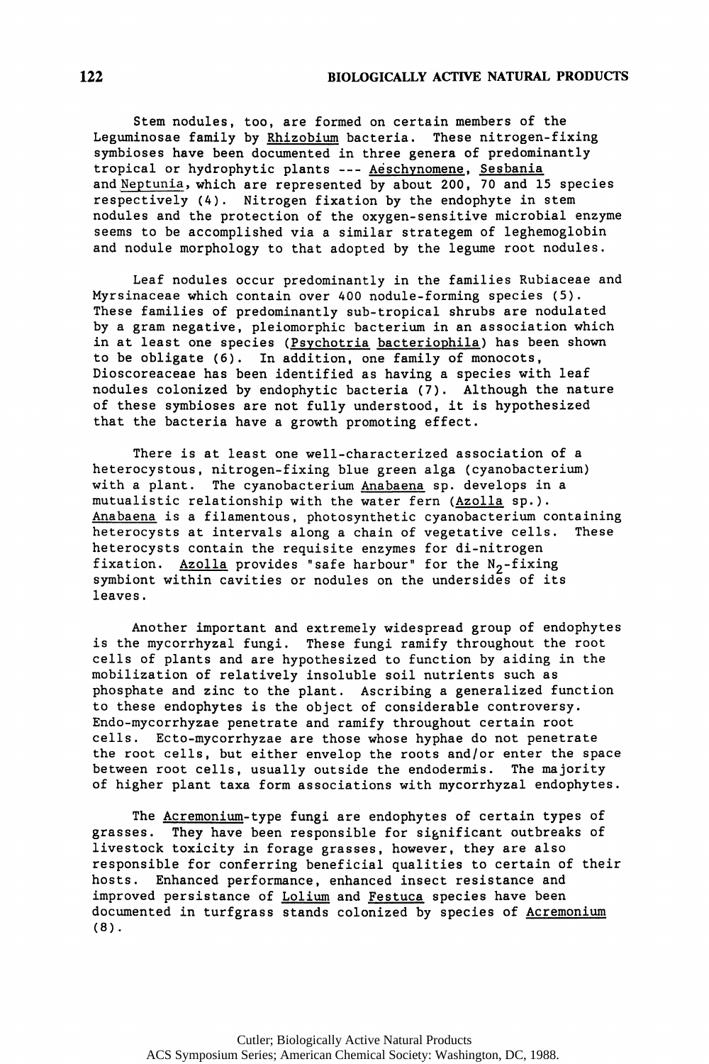Stem nodules, too, are formed on certain members of the Leguminosae family by Rhizobium bacteria. These nitrogen-fixing symbioses have been documented in three genera of predominantly tropical or hydrophytic plants --- Aeschynomene, Sesbania and Neptunia, which are represented by about 200, 70 and 15 species respectively (4). Nitrogen fixation by the endophyte in stem nodules and the protection of the oxygen-sensitive microbial enzyme seems to be accomplished via a similar strategem of leghemoglobin and nodule morphology to that adopted by the legume root nodules.

Leaf nodules occur predominantly in the families Rubiaceae and Myrsinaceae which contain over 400 nodule-forming species (5). These families of predominantly sub-tropical shrubs are nodulated by a gram negative, pleiomorphic bacterium in an association which in at least one species (Psychotria bacteriophila) has been shown to be obligate (6). In addition, one family of monocots, Dioscoreaceae has been identified as having a species with leaf nodules colonized by endophytic bacteria (7). Although the nature of these symbioses are not fully understood, it is hypothesized that the bacteria have a growth promoting effect.

There is at least one well-characterized association of a heterocystous, nitrogen-fixing blue green alga (cyanobacterium) with a plant. The cyanobacterium Anabaena sp. develops in a mutualistic relationship with the water fern (Azolla sp.). Anabaena is a filamentous, photosynthetic cyanobacterium containing heterocysts at intervals along a chain of vegetative cells. These heterocysts contain the requisite enzymes for di-nitrogen fixation. Azolla provides "safe harbour" for the $N_2$-fixing symbiont within cavities or nodules on the undersides of its leaves.

Another important and extremely widespread group of endophytes is the mycorrhyzal fungi. These fungi ramify throughout the root cells of plants and are hypothesized to function by aiding in the mobilization of relatively insoluble soil nutrients such as phosphate and zinc to the plant. Ascribing a generalized function to these endophytes is the object of considerable controversy. Endo-mycorrhyzae penetrate and ramify throughout certain root cells. Ecto-mycorrhyzae are those whose hyphae do not penetrate the root cells, but either envelop the roots and/or enter the space between root cells, usually outside the endodermis. The majority of higher plant taxa form associations with mycorrhyzal endophytes.

The Acremonium-type fungi are endophytes of certain types of grasses. They have been responsible for significant outbreaks of livestock toxicity in forage grasses, however, they are also responsible for conferring beneficial qualities to certain of their hosts. Enhanced performance, enhanced insect resistance and improved persistance of Lolium and Festuca species have been documented in turfgrass stands colonized by species of Acremonium (8).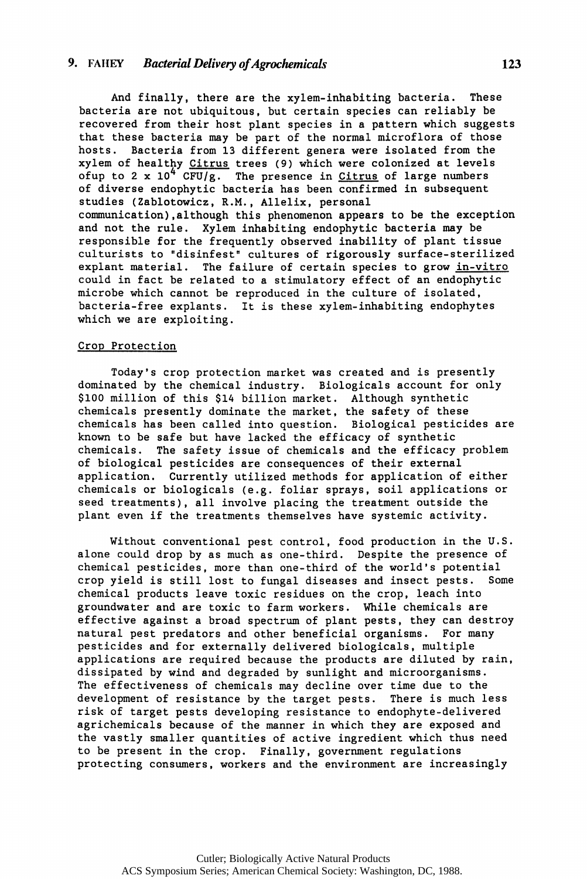And finally, there are the xylem-inhabiting bacteria. These bacteria are not ubiquitous, but certain species can reliably be recovered from their host plant species in a pattern which suggests that these bacteria may be part of the normal microflora of those hosts. Bacteria from 13 different genera were isolated from the xylem of healthy Citrus trees (9) which were colonized at levels ofup to $2 \times 10^4$ CFU/g. The presence in Citrus of large numbers of diverse endophytic bacteria has been confirmed in subsequent studies (Zablotowicz, R.M., Allelix, personal communication),although this phenomenon appears to be the exception and not the rule. Xylem inhabiting endophytic bacteria may be responsible for the frequently observed inability of plant tissue culturists to "disinfest" cultures of rigorously surface-sterilized explant material. The failure of certain species to grow in-vitro could in fact be related to a stimulatory effect of an endophytic microbe which cannot be reproduced in the culture of isolated, bacteria-free explants. It is these xylem-inhabiting endophytes which we are exploiting.

## Crop Protection

Today's crop protection market was created and is presently dominated by the chemical industry. Biologicals account for only $100 million of this $14 billion market. Although synthetic chemicals presently dominate the market, the safety of these chemicals has been called into question. Biological pesticides are known to be safe but have lacked the efficacy of synthetic chemicals. The safety issue of chemicals and the efficacy problem of biological pesticides are consequences of their external application. Currently utilized methods for application of either chemicals or biologicals (e.g. foliar sprays, soil applications or seed treatments), all involve placing the treatment outside the plant even if the treatments themselves have systemic activity.

Without conventional pest control, food production in the U.S. alone could drop by as much as one-third. Despite the presence of chemical pesticides, more than one-third of the world's potential crop yield is still lost to fungal diseases and insect pests. Some chemical products leave toxic residues on the crop, leach into groundwater and are toxic to farm workers. While chemicals are effective against a broad spectrum of plant pests, they can destroy natural pest predators and other beneficial organisms. For many pesticides and for externally delivered biologicals, multiple applications are required because the products are diluted by rain, dissipated by wind and degraded by sunlight and microorganisms. The effectiveness of chemicals may decline over time due to the development of resistance by the target pests. There is much less risk of target pests developing resistance to endophyte-delivered agrichemicals because of the manner in which they are exposed and the vastly smaller quantities of active ingredient which thus need to be present in the crop. Finally, government regulations protecting consumers, workers and the environment are increasingly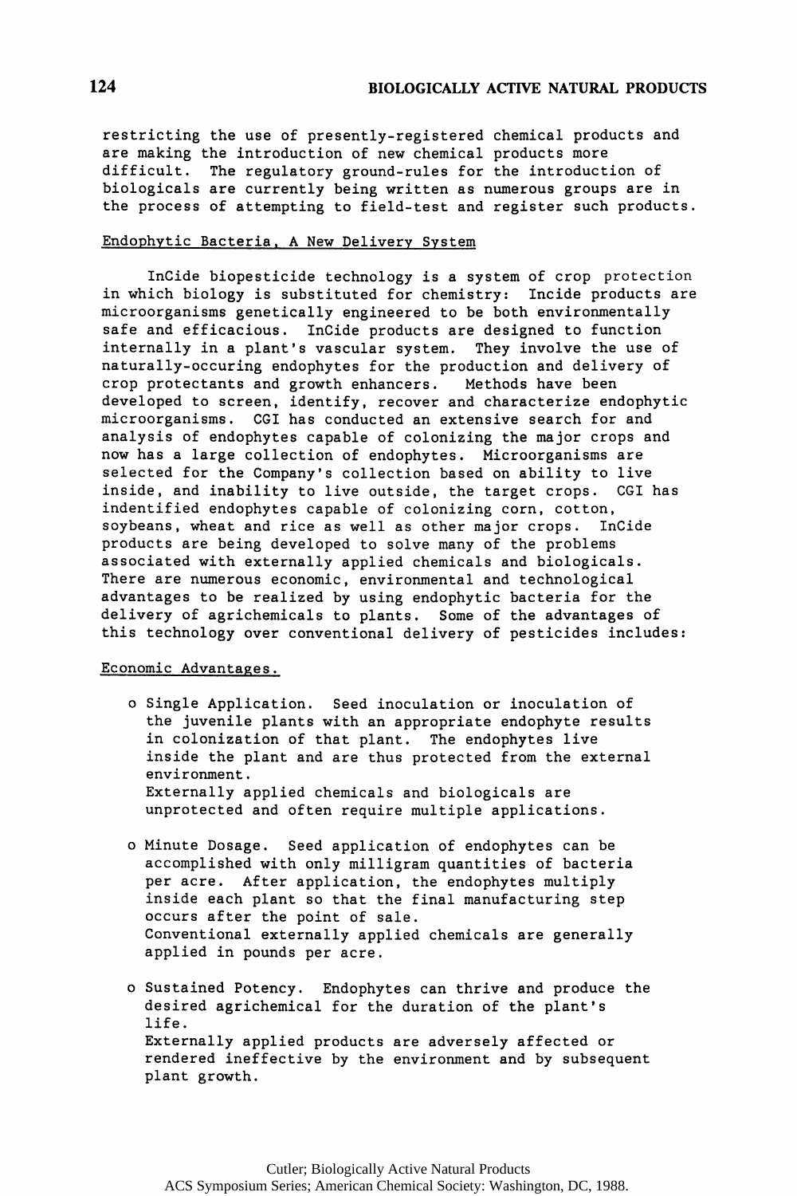restricting the use of presently-registered chemical products and are making the introduction of new chemical products more difficult. The regulatory ground-rules for the introduction of biologicals are currently being written as numerous groups are in the process of attempting to field-test and register such products.

## Endophytic Bacteria, A New Delivery System

InCide biopesticide technology is a system of crop protection in which biology is substituted for chemistry: Incide products are microorganisms genetically engineered to be both environmentally safe and efficacious. InCide products are designed to function internally in a plant's vascular system. They involve the use of naturally-occuring endophytes for the production and delivery of crop protectants and growth enhancers. Methods have been developed to screen, identify, recover and characterize endophytic microorganisms. CGI has conducted an extensive search for and analysis of endophytes capable of colonizing the major crops and now has a large collection of endophytes. Microorganisms are selected for the Company's collection based on ability to live inside, and inability to live outside, the target crops. CGI has indentified endophytes capable of colonizing corn, cotton, soybeans, wheat and rice as well as other major crops. InCide products are being developed to solve many of the problems associated with externally applied chemicals and biologicals. There are numerous economic, environmental and technological advantages to be realized by using endophytic bacteria for the delivery of agrichemicals to plants. Some of the advantages of this technology over conventional delivery of pesticides includes:

### Economic Advantages.

- Single Application. Seed inoculation or inoculation of the juvenile plants with an appropriate endophyte results in colonization of that plant. The endophytes live inside the plant and are thus protected from the external environment.
  Externally applied chemicals and biologicals are unprotected and often require multiple applications.

- Minute Dosage. Seed application of endophytes can be accomplished with only milligram quantities of bacteria per acre. After application, the endophytes multiply inside each plant so that the final manufacturing step occurs after the point of sale.
  Conventional externally applied chemicals are generally applied in pounds per acre.

- Sustained Potency. Endophytes can thrive and produce the desired agrichemical for the duration of the plant's life.
  Externally applied products are adversely affected or rendered ineffective by the environment and by subsequent plant growth.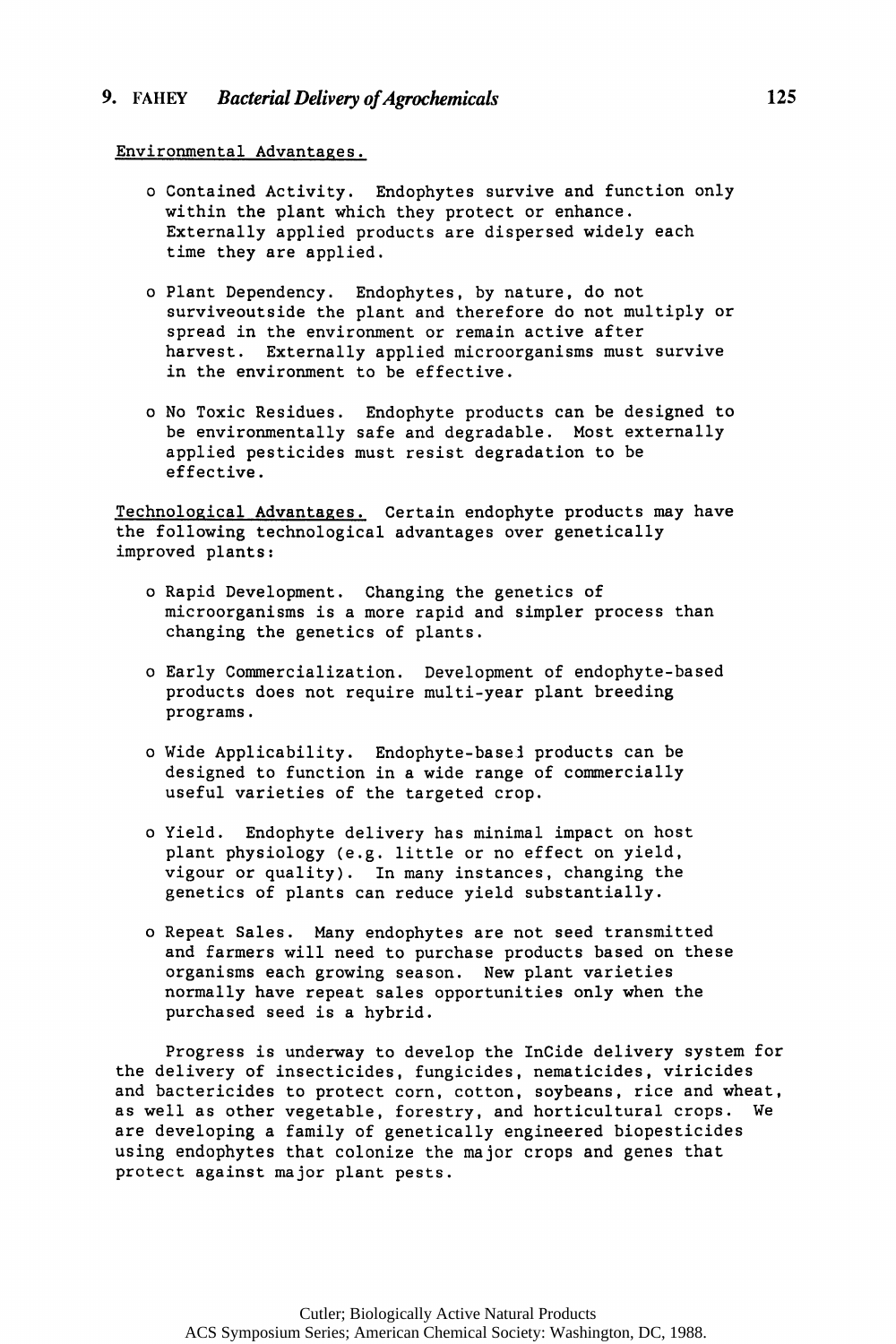Environmental Advantages.

- Contained Activity. Endophytes survive and function only within the plant which they protect or enhance. Externally applied products are dispersed widely each time they are applied.

- Plant Dependency. Endophytes, by nature, do not surviveoutside the plant and therefore do not multiply or spread in the environment or remain active after harvest. Externally applied microorganisms must survive in the environment to be effective.

- No Toxic Residues. Endophyte products can be designed to be environmentally safe and degradable. Most externally applied pesticides must resist degradation to be effective.

Technological Advantages. Certain endophyte products may have the following technological advantages over genetically improved plants:

- Rapid Development. Changing the genetics of microorganisms is a more rapid and simpler process than changing the genetics of plants.

- Early Commercialization. Development of endophyte-based products does not require multi-year plant breeding programs.

- Wide Applicability. Endophyte-basei products can be designed to function in a wide range of commercially useful varieties of the targeted crop.

- Yield. Endophyte delivery has minimal impact on host plant physiology (e.g. little or no effect on yield, vigour or quality). In many instances, changing the genetics of plants can reduce yield substantially.

- Repeat Sales. Many endophytes are not seed transmitted and farmers will need to purchase products based on these organisms each growing season. New plant varieties normally have repeat sales opportunities only when the purchased seed is a hybrid.

Progress is underway to develop the InCide delivery system for the delivery of insecticides, fungicides, nematicides, viricides and bactericides to protect corn, cotton, soybeans, rice and wheat, as well as other vegetable, forestry, and horticultural crops. We are developing a family of genetically engineered biopesticides using endophytes that colonize the major crops and genes that protect against major plant pests.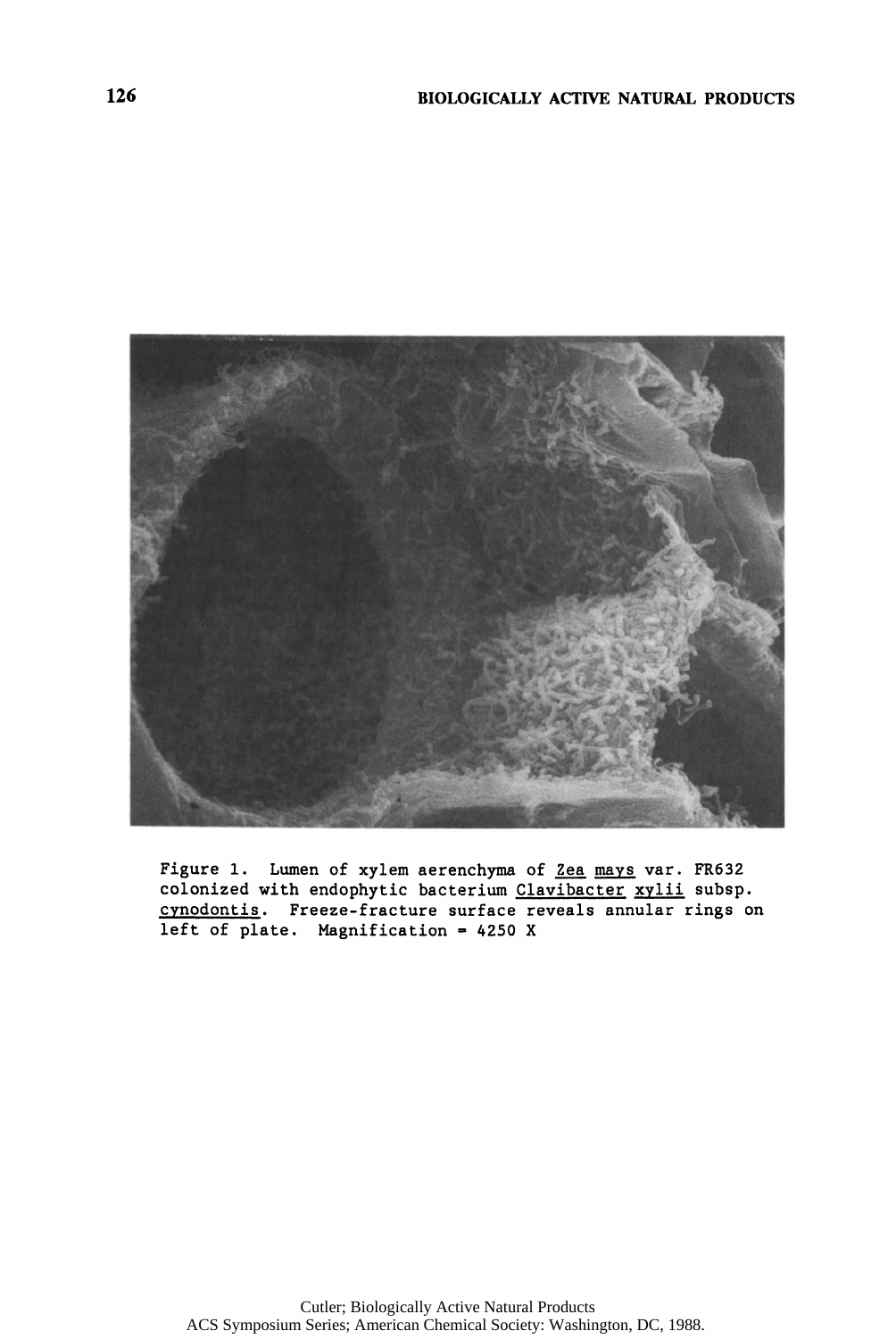Figure 1. Lumen of xylem aerenchyma of *Zea mays* var. FR632 colonized with endophytic bacterium *Clavibacter xylii* subsp. *cynodontis*. Freeze-fracture surface reveals annular rings on left of plate. Magnification = 4250 X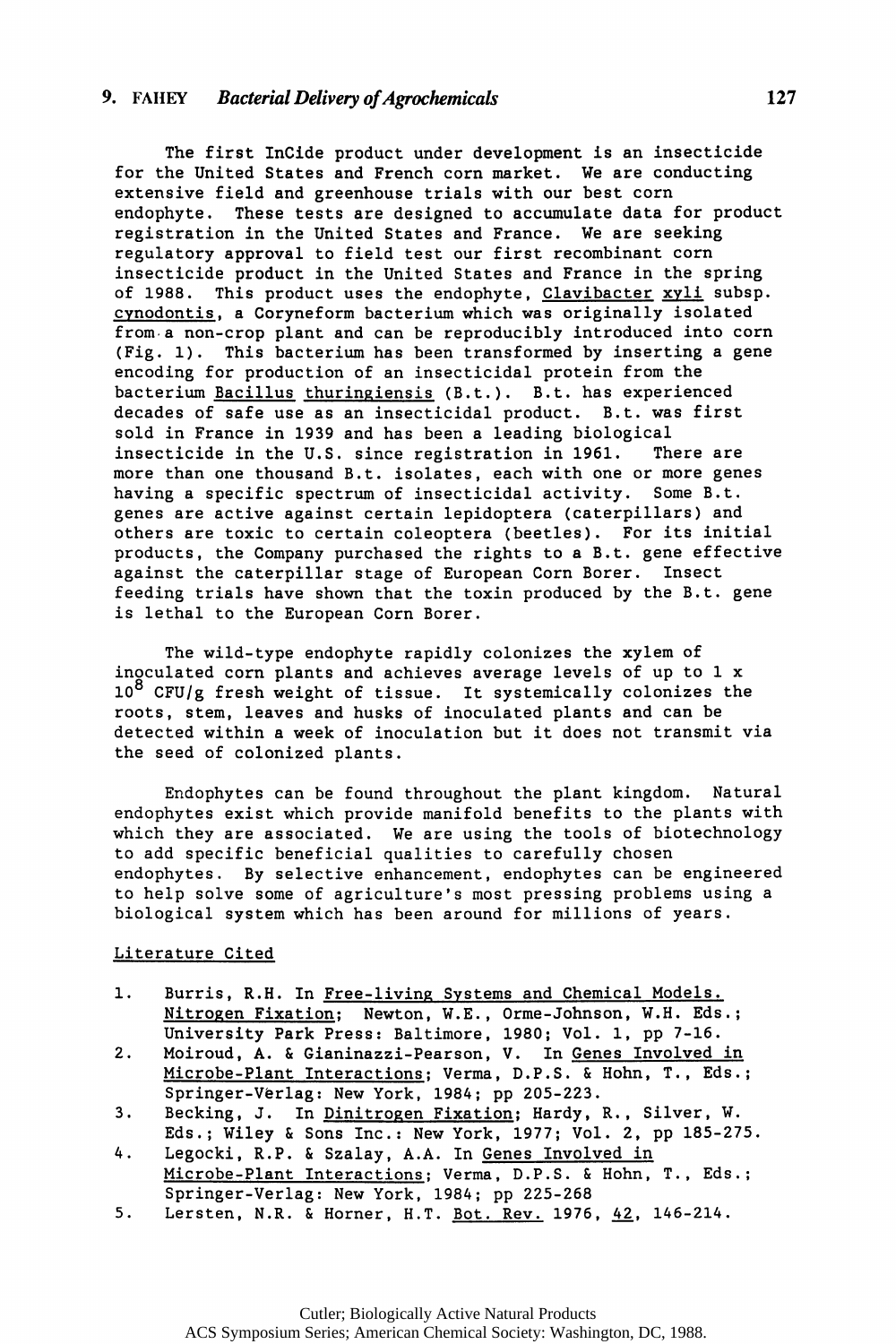The first InCide product under development is an insecticide for the United States and French corn market. We are conducting extensive field and greenhouse trials with our best corn endophyte. These tests are designed to accumulate data for product registration in the United States and France. We are seeking regulatory approval to field test our first recombinant corn insecticide product in the United States and France in the spring of 1988. This product uses the endophyte, Clavibacter xyli subsp. cynodontis, a Coryneform bacterium which was originally isolated from a non-crop plant and can be reproducibly introduced into corn (Fig. 1). This bacterium has been transformed by inserting a gene encoding for production of an insecticidal protein from the bacterium Bacillus thuringiensis (B.t.). B.t. has experienced decades of safe use as an insecticidal product. B.t. was first sold in France in 1939 and has been a leading biological insecticide in the U.S. since registration in 1961. There are more than one thousand B.t. isolates, each with one or more genes having a specific spectrum of insecticidal activity. Some B.t. genes are active against certain lepidoptera (caterpillars) and others are toxic to certain coleoptera (beetles). For its initial products, the Company purchased the rights to a B.t. gene effective against the caterpillar stage of European Corn Borer. Insect feeding trials have shown that the toxin produced by the B.t. gene is lethal to the European Corn Borer.

The wild-type endophyte rapidly colonizes the xylem of inoculated corn plants and achieves average levels of up to $1 \times 10^8$ CFU/g fresh weight of tissue. It systemically colonizes the roots, stem, leaves and husks of inoculated plants and can be detected within a week of inoculation but it does not transmit via the seed of colonized plants.

Endophytes can be found throughout the plant kingdom. Natural endophytes exist which provide manifold benefits to the plants with which they are associated. We are using the tools of biotechnology to add specific beneficial qualities to carefully chosen endophytes. By selective enhancement, endophytes can be engineered to help solve some of agriculture's most pressing problems using a biological system which has been around for millions of years.

## Literature Cited

1. Burris, R.H. In Free-living Systems and Chemical Models. Nitrogen Fixation; Newton, W.E., Orme-Johnson, W.H. Eds.; University Park Press: Baltimore, 1980; Vol. 1, pp 7-16.
2. Moiroud, A. & Gianinazzi-Pearson, V. In Genes Involved in Microbe-Plant Interactions; Verma, D.P.S. & Hohn, T., Eds.; Springer-Verlag: New York, 1984; pp 205-223.
3. Becking, J. In Dinitrogen Fixation; Hardy, R., Silver, W. Eds.; Wiley & Sons Inc.: New York, 1977; Vol. 2, pp 185-275.
4. Legocki, R.P. & Szalay, A.A. In Genes Involved in Microbe-Plant Interactions; Verma, D.P.S. & Hohn, T., Eds.; Springer-Verlag: New York, 1984; pp 225-268
5. Lersten, N.R. & Horner, H.T. Bot. Rev. 1976, 42, 146-214.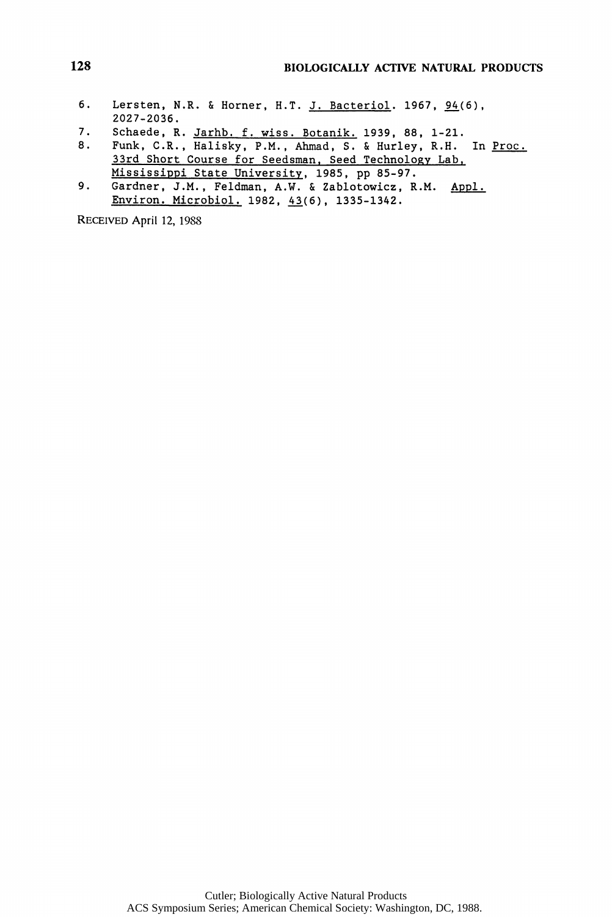6. Lersten, N.R. & Horner, H.T. J. Bacteriol. 1967, 94(6), 2027-2036.
7. Schaede, R. Jarhb. f. wiss. Botanik. 1939, 88, 1-21.
8. Funk, C.R., Halisky, P.M., Ahmad, S. & Hurley, R.H. In Proc. 33rd Short Course for Seedsman, Seed Technology Lab, Mississippi State University, 1985, pp 85-97.
9. Gardner, J.M., Feldman, A.W. & Zablotowicz, R.M. Appl. Environ. Microbiol. 1982, 43(6), 1335-1342.

RECEIVED April 12, 1988